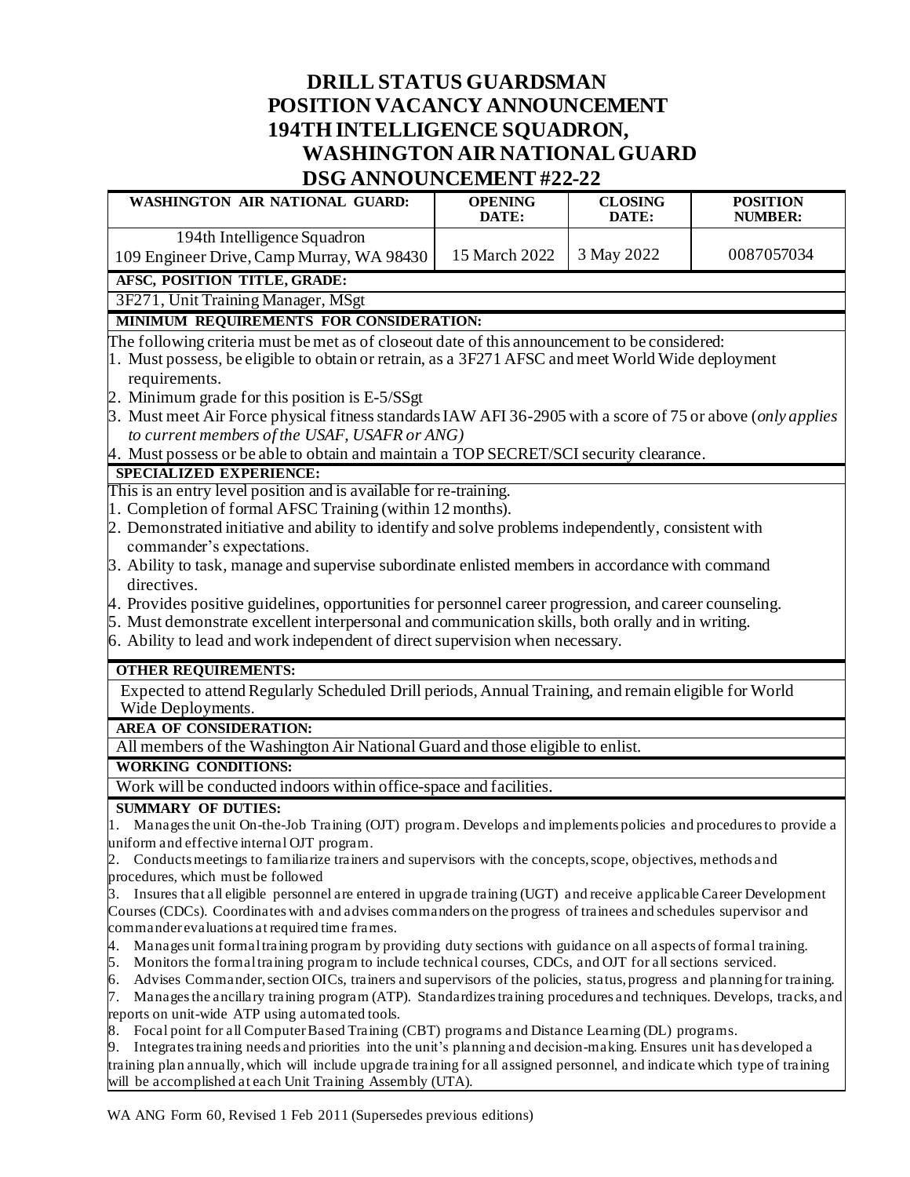# DRILL STATUS GUARDSMAN POSITION VACANCY ANNOUNCEMENT 194TH INTELLIGENCE SQUADRON, WASHINGTON AIR NATIONAL GUARD DSG ANNOUNCEMENT #22-22

| WASHINGTON AIR NATIONAL GUARD: | OPENING DATE: | CLOSING DATE: | POSITION NUMBER: |
|---|---|---|---|
| 194th Intelligence Squadron<br>109 Engineer Drive, Camp Murray, WA 98430 | 15 March 2022 | 3 May 2022 | 0087057034 |

**AFSC, POSITION TITLE, GRADE:**

3F271, Unit Training Manager, MSgt

**MINIMUM REQUIREMENTS FOR CONSIDERATION:**

The following criteria must be met as of closeout date of this announcement to be considered:

1. Must possess, be eligible to obtain or retrain, as a 3F271 AFSC and meet World Wide deployment requirements.
2. Minimum grade for this position is E-5/SSgt
3. Must meet Air Force physical fitness standards IAW AFI 36-2905 with a score of 75 or above (*only applies to current members of the USAF, USAFR or ANG)*
4. Must possess or be able to obtain and maintain a TOP SECRET/SCI security clearance.

**SPECIALIZED EXPERIENCE:**

This is an entry level position and is available for re-training.

1. Completion of formal AFSC Training (within 12 months).
2. Demonstrated initiative and ability to identify and solve problems independently, consistent with commander's expectations.
3. Ability to task, manage and supervise subordinate enlisted members in accordance with command directives.
4. Provides positive guidelines, opportunities for personnel career progression, and career counseling.
5. Must demonstrate excellent interpersonal and communication skills, both orally and in writing.
6. Ability to lead and work independent of direct supervision when necessary.

**OTHER REQUIREMENTS:**

Expected to attend Regularly Scheduled Drill periods, Annual Training, and remain eligible for World Wide Deployments.

**AREA OF CONSIDERATION:**

All members of the Washington Air National Guard and those eligible to enlist.

**WORKING CONDITIONS:**

Work will be conducted indoors within office-space and facilities.

**SUMMARY OF DUTIES:**

1. Manages the unit On-the-Job Training (OJT) program. Develops and implements policies and procedures to provide a uniform and effective internal OJT program.
2. Conducts meetings to familiarize trainers and supervisors with the concepts, scope, objectives, methods and procedures, which must be followed
3. Insures that all eligible personnel are entered in upgrade training (UGT) and receive applicable Career Development Courses (CDCs). Coordinates with and advises commanders on the progress of trainees and schedules supervisor and commander evaluations at required time frames.
4. Manages unit formal training program by providing duty sections with guidance on all aspects of formal training.
5. Monitors the formal training program to include technical courses, CDCs, and OJT for all sections serviced.
6. Advises Commander, section OICs, trainers and supervisors of the policies, status, progress and planning for training.
7. Manages the ancillary training program (ATP). Standardizes training procedures and techniques. Develops, tracks, and reports on unit-wide ATP using automated tools.
8. Focal point for all Computer Based Training (CBT) programs and Distance Learning (DL) programs.
9. Integrates training needs and priorities into the unit's planning and decision-making. Ensures unit has developed a training plan annually, which will include upgrade training for all assigned personnel, and indicate which type of training will be accomplished at each Unit Training Assembly (UTA).

WA ANG Form 60, Revised 1 Feb 2011 (Supersedes previous editions)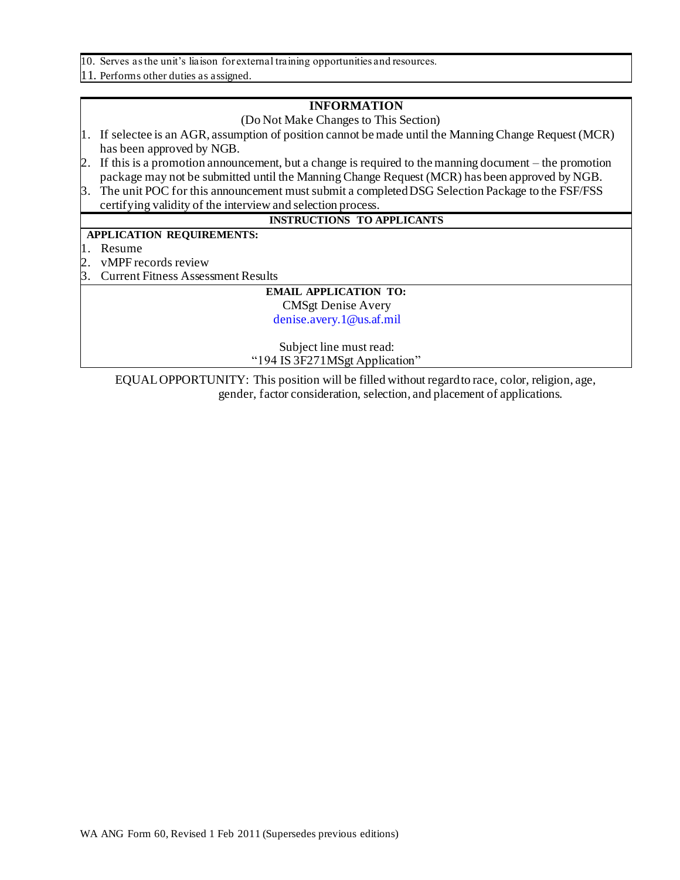10. Serves as the unit's liaison for external training opportunities and resources.
11. Performs other duties as assigned.

## INFORMATION

(Do Not Make Changes to This Section)

1. If selectee is an AGR, assumption of position cannot be made until the Manning Change Request (MCR) has been approved by NGB.
2. If this is a promotion announcement, but a change is required to the manning document – the promotion package may not be submitted until the Manning Change Request (MCR) has been approved by NGB.
3. The unit POC for this announcement must submit a completed DSG Selection Package to the FSF/FSS certifying validity of the interview and selection process.

## INSTRUCTIONS TO APPLICANTS

**APPLICATION REQUIREMENTS:**

1. Resume
2. vMPF records review
3. Current Fitness Assessment Results

**EMAIL APPLICATION TO:**

CMSgt Denise Avery
denise.avery.1@us.af.mil

Subject line must read:
"194 IS 3F271MSgt Application"

EQUAL OPPORTUNITY: This position will be filled without regard to race, color, religion, age, gender, factor consideration, selection, and placement of applications.

WA ANG Form 60, Revised 1 Feb 2011 (Supersedes previous editions)